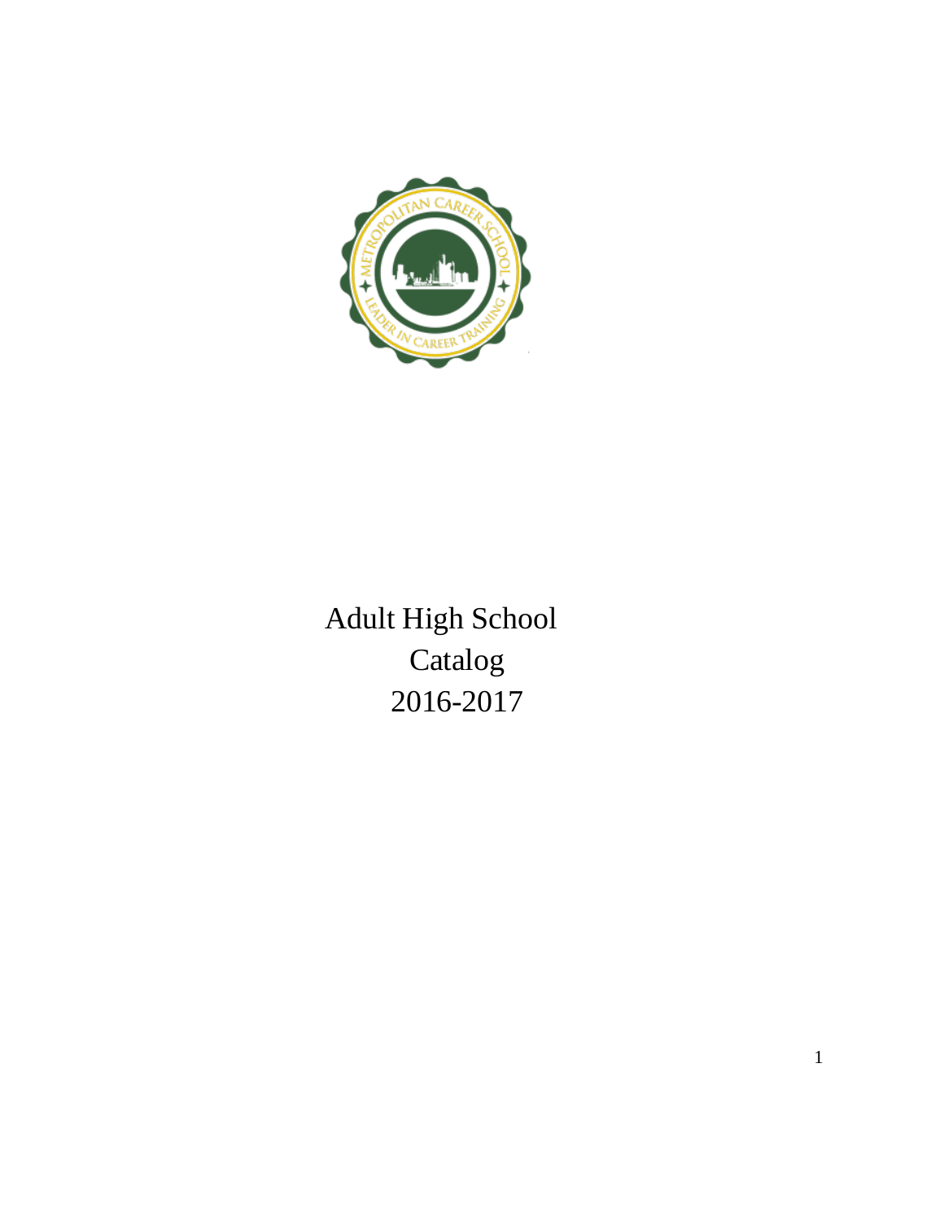# Adult High School Catalog 2016-2017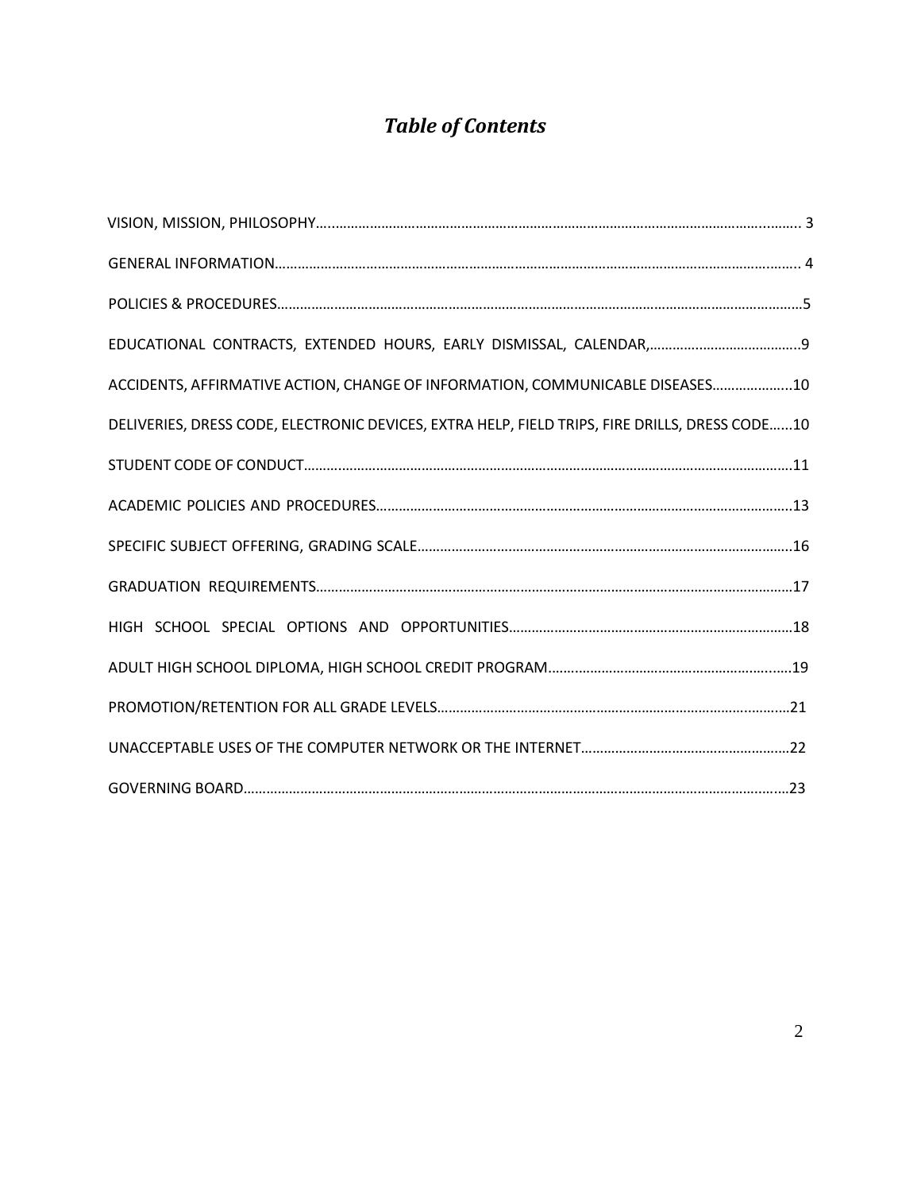# *Table of Contents*

VISION, MISSION, PHILOSOPHY……………………………………………………………………………………………….. 3

GENERAL INFORMATION…………………………………………………………………………………………………… 4

POLICIES & PROCEDURES……………………………………………………………………………………………………5

EDUCATIONAL CONTRACTS, EXTENDED HOURS, EARLY DISMISSAL, CALENDAR,…………………………………..9

ACCIDENTS, AFFIRMATIVE ACTION, CHANGE OF INFORMATION, COMMUNICABLE DISEASES………………..10

DELIVERIES, DRESS CODE, ELECTRONIC DEVICES, EXTRA HELP, FIELD TRIPS, FIRE DRILLS, DRESS CODE……10

STUDENT CODE OF CONDUCT……………………………………………………………………………………………11

ACADEMIC POLICIES AND PROCEDURES……………………………………………………………………………….13

SPECIFIC SUBJECT OFFERING, GRADING SCALE………………………………………………………………………16

GRADUATION REQUIREMENTS…………………………………………………………………………………………17

HIGH SCHOOL SPECIAL OPTIONS AND OPPORTUNITIES………………………………………………………………18

ADULT HIGH SCHOOL DIPLOMA, HIGH SCHOOL CREDIT PROGRAM……………………………………………….19

PROMOTION/RETENTION FOR ALL GRADE LEVELS…………………………………………………………………21

UNACCEPTABLE USES OF THE COMPUTER NETWORK OR THE INTERNET………………………………………22

GOVERNING BOARD…………………………………………………………………………………………………………23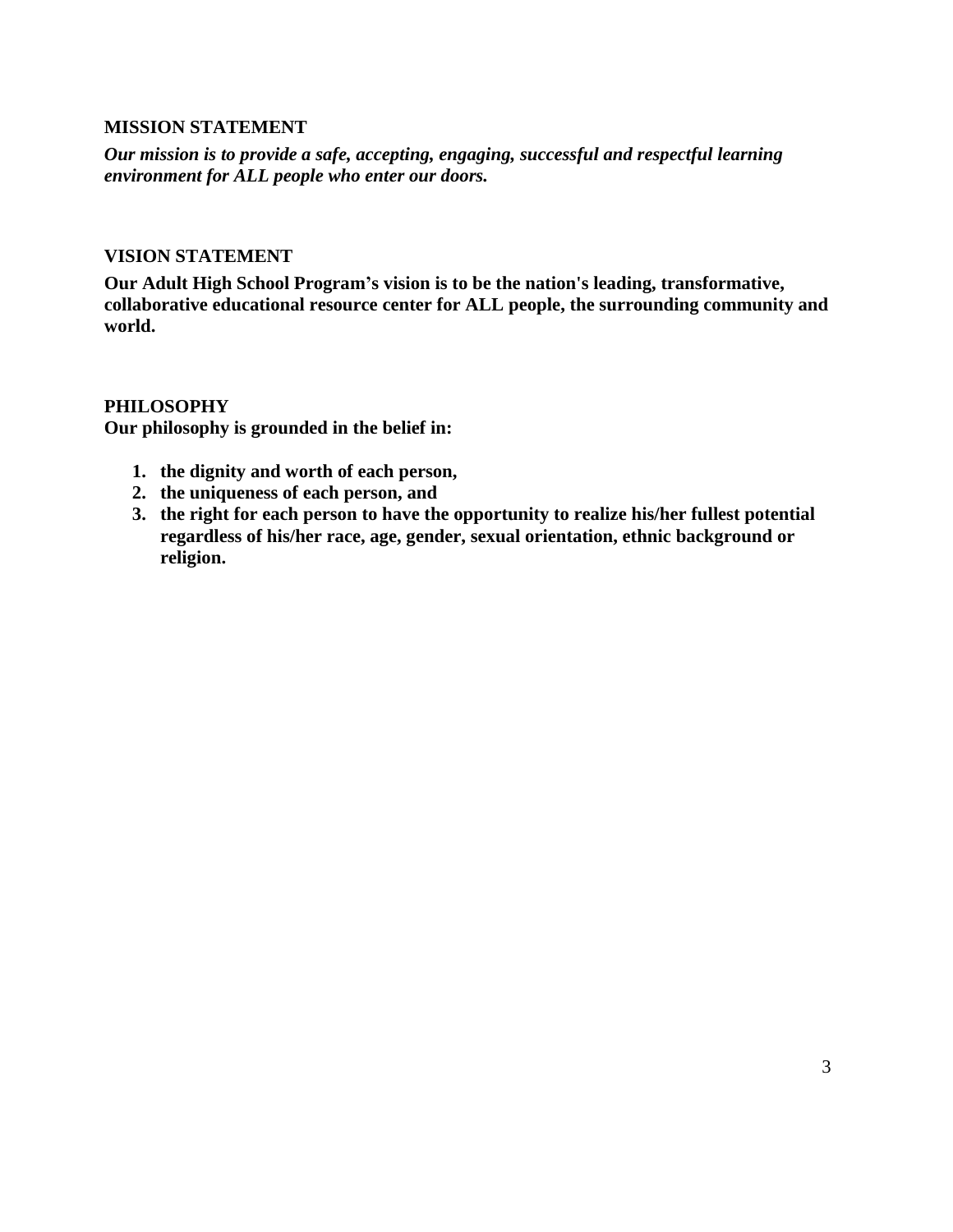## MISSION STATEMENT

***Our mission is to provide a safe, accepting, engaging, successful and respectful learning environment for ALL people who enter our doors.***

## VISION STATEMENT

**Our Adult High School Program's vision is to be the nation's leading, transformative, collaborative educational resource center for ALL people, the surrounding community and world.**

## PHILOSOPHY

**Our philosophy is grounded in the belief in:**

1. **the dignity and worth of each person,**
2. **the uniqueness of each person, and**
3. **the right for each person to have the opportunity to realize his/her fullest potential regardless of his/her race, age, gender, sexual orientation, ethnic background or religion.**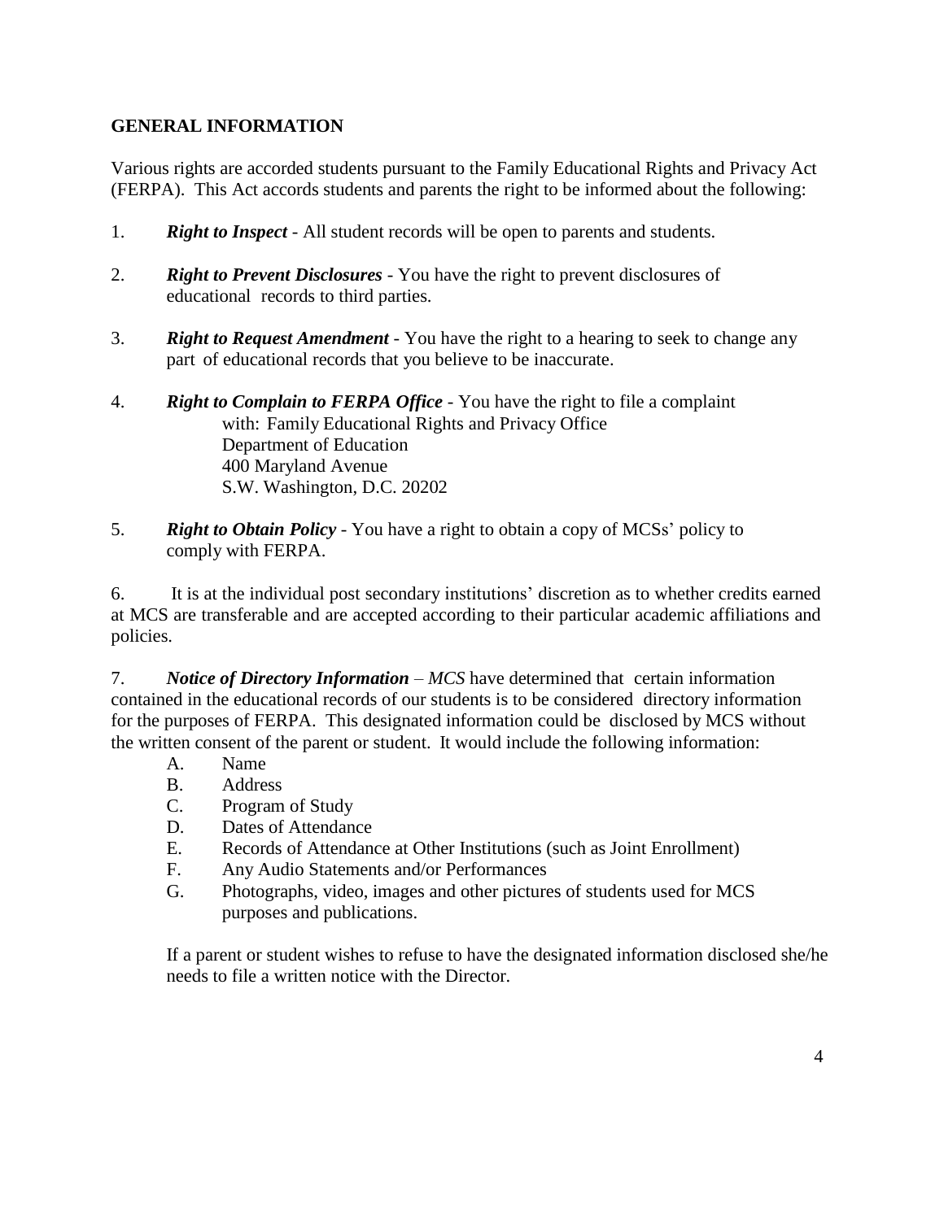## GENERAL INFORMATION

Various rights are accorded students pursuant to the Family Educational Rights and Privacy Act (FERPA). This Act accords students and parents the right to be informed about the following:

1. ***Right to Inspect*** - All student records will be open to parents and students.

2. ***Right to Prevent Disclosures*** - You have the right to prevent disclosures of educational records to third parties.

3. ***Right to Request Amendment*** - You have the right to a hearing to seek to change any part of educational records that you believe to be inaccurate.

4. ***Right to Complain to FERPA Office*** - You have the right to file a complaint with: Family Educational Rights and Privacy Office
   Department of Education
   400 Maryland Avenue
   S.W. Washington, D.C. 20202

5. ***Right to Obtain Policy*** - You have a right to obtain a copy of MCSs' policy to comply with FERPA.

6. It is at the individual post secondary institutions' discretion as to whether credits earned at MCS are transferable and are accepted according to their particular academic affiliations and policies.

7. ***Notice of Directory Information*** – *MCS* have determined that certain information contained in the educational records of our students is to be considered directory information for the purposes of FERPA. This designated information could be disclosed by MCS without the written consent of the parent or student. It would include the following information:
   A. Name
   B. Address
   C. Program of Study
   D. Dates of Attendance
   E. Records of Attendance at Other Institutions (such as Joint Enrollment)
   F. Any Audio Statements and/or Performances
   G. Photographs, video, images and other pictures of students used for MCS purposes and publications.

   If a parent or student wishes to refuse to have the designated information disclosed she/he needs to file a written notice with the Director.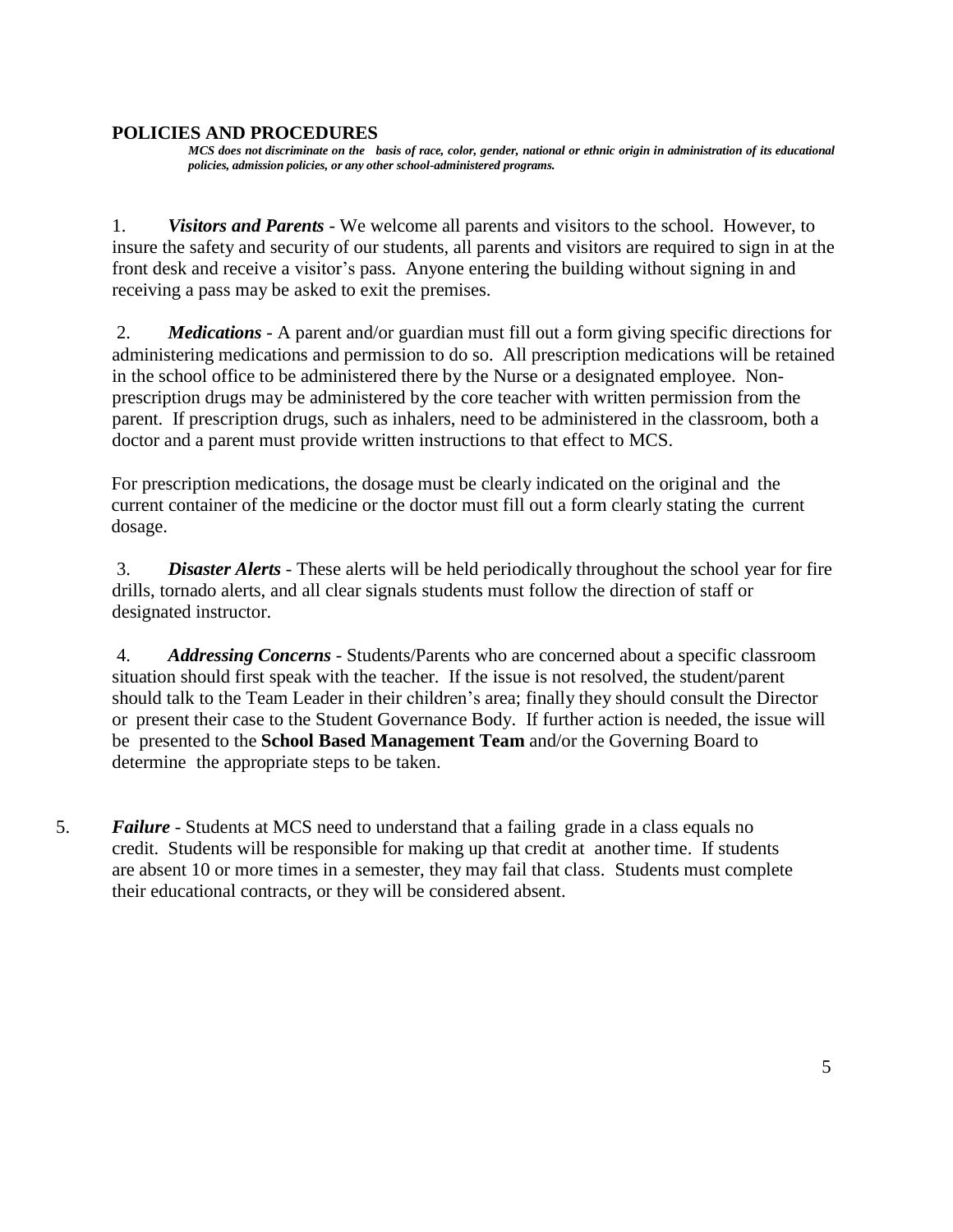## POLICIES AND PROCEDURES

***MCS does not discriminate on the basis of race, color, gender, national or ethnic origin in administration of its educational policies, admission policies, or any other school-administered programs.***

1. ***Visitors and Parents*** - We welcome all parents and visitors to the school. However, to insure the safety and security of our students, all parents and visitors are required to sign in at the front desk and receive a visitor's pass. Anyone entering the building without signing in and receiving a pass may be asked to exit the premises.

2. ***Medications*** - A parent and/or guardian must fill out a form giving specific directions for administering medications and permission to do so. All prescription medications will be retained in the school office to be administered there by the Nurse or a designated employee. Non-prescription drugs may be administered by the core teacher with written permission from the parent. If prescription drugs, such as inhalers, need to be administered in the classroom, both a doctor and a parent must provide written instructions to that effect to MCS.

   For prescription medications, the dosage must be clearly indicated on the original and the current container of the medicine or the doctor must fill out a form clearly stating the current dosage.

3. ***Disaster Alerts*** - These alerts will be held periodically throughout the school year for fire drills, tornado alerts, and all clear signals students must follow the direction of staff or designated instructor.

4. ***Addressing Concerns*** - Students/Parents who are concerned about a specific classroom situation should first speak with the teacher. If the issue is not resolved, the student/parent should talk to the Team Leader in their children's area; finally they should consult the Director or present their case to the Student Governance Body. If further action is needed, the issue will be presented to the **School Based Management Team** and/or the Governing Board to determine the appropriate steps to be taken.

5. ***Failure*** - Students at MCS need to understand that a failing grade in a class equals no credit. Students will be responsible for making up that credit at another time. If students are absent 10 or more times in a semester, they may fail that class. Students must complete their educational contracts, or they will be considered absent.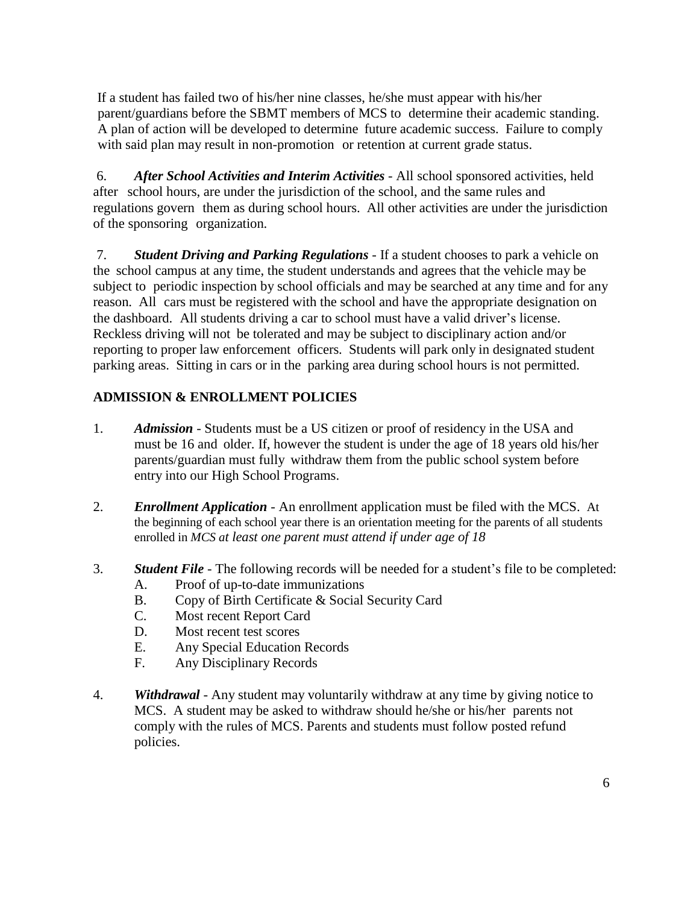If a student has failed two of his/her nine classes, he/she must appear with his/her parent/guardians before the SBMT members of MCS to determine their academic standing. A plan of action will be developed to determine future academic success. Failure to comply with said plan may result in non-promotion or retention at current grade status.

6. ***After School Activities and Interim Activities*** - All school sponsored activities, held after school hours, are under the jurisdiction of the school, and the same rules and regulations govern them as during school hours. All other activities are under the jurisdiction of the sponsoring organization.

7. ***Student Driving and Parking Regulations*** - If a student chooses to park a vehicle on the school campus at any time, the student understands and agrees that the vehicle may be subject to periodic inspection by school officials and may be searched at any time and for any reason. All cars must be registered with the school and have the appropriate designation on the dashboard. All students driving a car to school must have a valid driver's license. Reckless driving will not be tolerated and may be subject to disciplinary action and/or reporting to proper law enforcement officers. Students will park only in designated student parking areas. Sitting in cars or in the parking area during school hours is not permitted.

## ADMISSION & ENROLLMENT POLICIES

1. ***Admission*** - Students must be a US citizen or proof of residency in the USA and must be 16 and older. If, however the student is under the age of 18 years old his/her parents/guardian must fully withdraw them from the public school system before entry into our High School Programs.

2. ***Enrollment Application*** - An enrollment application must be filed with the MCS. At the beginning of each school year there is an orientation meeting for the parents of all students enrolled in *MCS at least one parent must attend if under age of 18*

3. ***Student File*** - The following records will be needed for a student's file to be completed:
   - A. Proof of up-to-date immunizations
   - B. Copy of Birth Certificate & Social Security Card
   - C. Most recent Report Card
   - D. Most recent test scores
   - E. Any Special Education Records
   - F. Any Disciplinary Records

4. ***Withdrawal*** - Any student may voluntarily withdraw at any time by giving notice to MCS. A student may be asked to withdraw should he/she or his/her parents not comply with the rules of MCS. Parents and students must follow posted refund policies.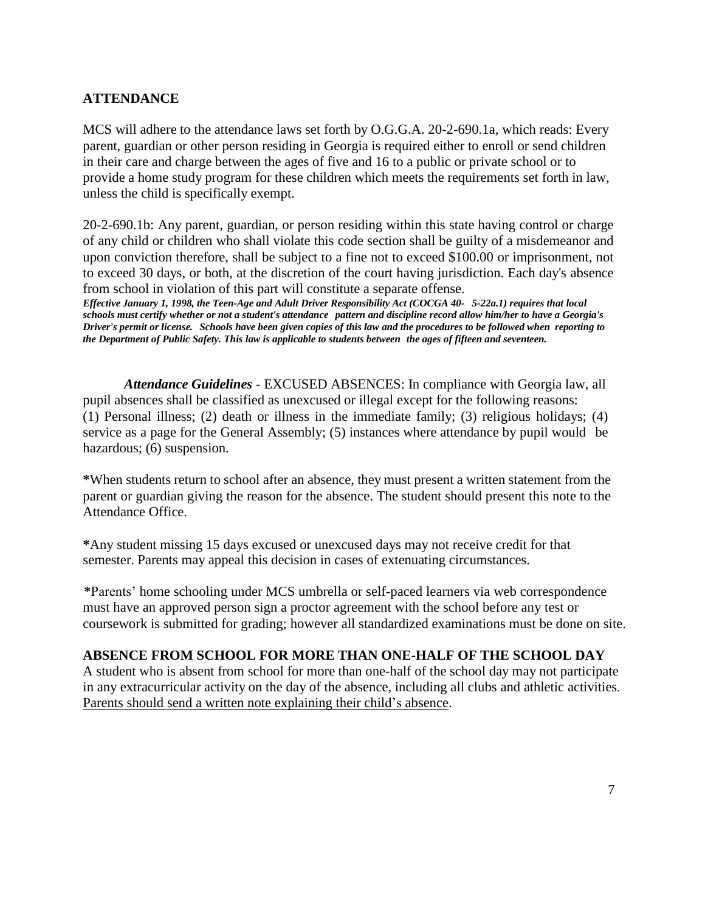## ATTENDANCE

MCS will adhere to the attendance laws set forth by O.G.G.A. 20-2-690.1a, which reads: Every parent, guardian or other person residing in Georgia is required either to enroll or send children in their care and charge between the ages of five and 16 to a public or private school or to provide a home study program for these children which meets the requirements set forth in law, unless the child is specifically exempt.

20-2-690.1b: Any parent, guardian, or person residing within this state having control or charge of any child or children who shall violate this code section shall be guilty of a misdemeanor and upon conviction therefore, shall be subject to a fine not to exceed $100.00 or imprisonment, not to exceed 30 days, or both, at the discretion of the court having jurisdiction. Each day's absence from school in violation of this part will constitute a separate offense.

***Effective January 1, 1998, the Teen-Age and Adult Driver Responsibility Act (COCGA 40- 5-22a.1) requires that local schools must certify whether or not a student's attendance pattern and discipline record allow him/her to have a Georgia's Driver's permit or license. Schools have been given copies of this law and the procedures to be followed when reporting to the Department of Public Safety. This law is applicable to students between the ages of fifteen and seventeen.***

***Attendance Guidelines*** - EXCUSED ABSENCES: In compliance with Georgia law, all pupil absences shall be classified as unexcused or illegal except for the following reasons: (1) Personal illness; (2) death or illness in the immediate family; (3) religious holidays; (4) service as a page for the General Assembly; (5) instances where attendance by pupil would be hazardous; (6) suspension.

**\***When students return to school after an absence, they must present a written statement from the parent or guardian giving the reason for the absence. The student should present this note to the Attendance Office.

**\***Any student missing 15 days excused or unexcused days may not receive credit for that semester. Parents may appeal this decision in cases of extenuating circumstances.

**\***Parents' home schooling under MCS umbrella or self-paced learners via web correspondence must have an approved person sign a proctor agreement with the school before any test or coursework is submitted for grading; however all standardized examinations must be done on site.

## ABSENCE FROM SCHOOL FOR MORE THAN ONE-HALF OF THE SCHOOL DAY

A student who is absent from school for more than one-half of the school day may not participate in any extracurricular activity on the day of the absence, including all clubs and athletic activities. <u>Parents should send a written note explaining their child's absence</u>.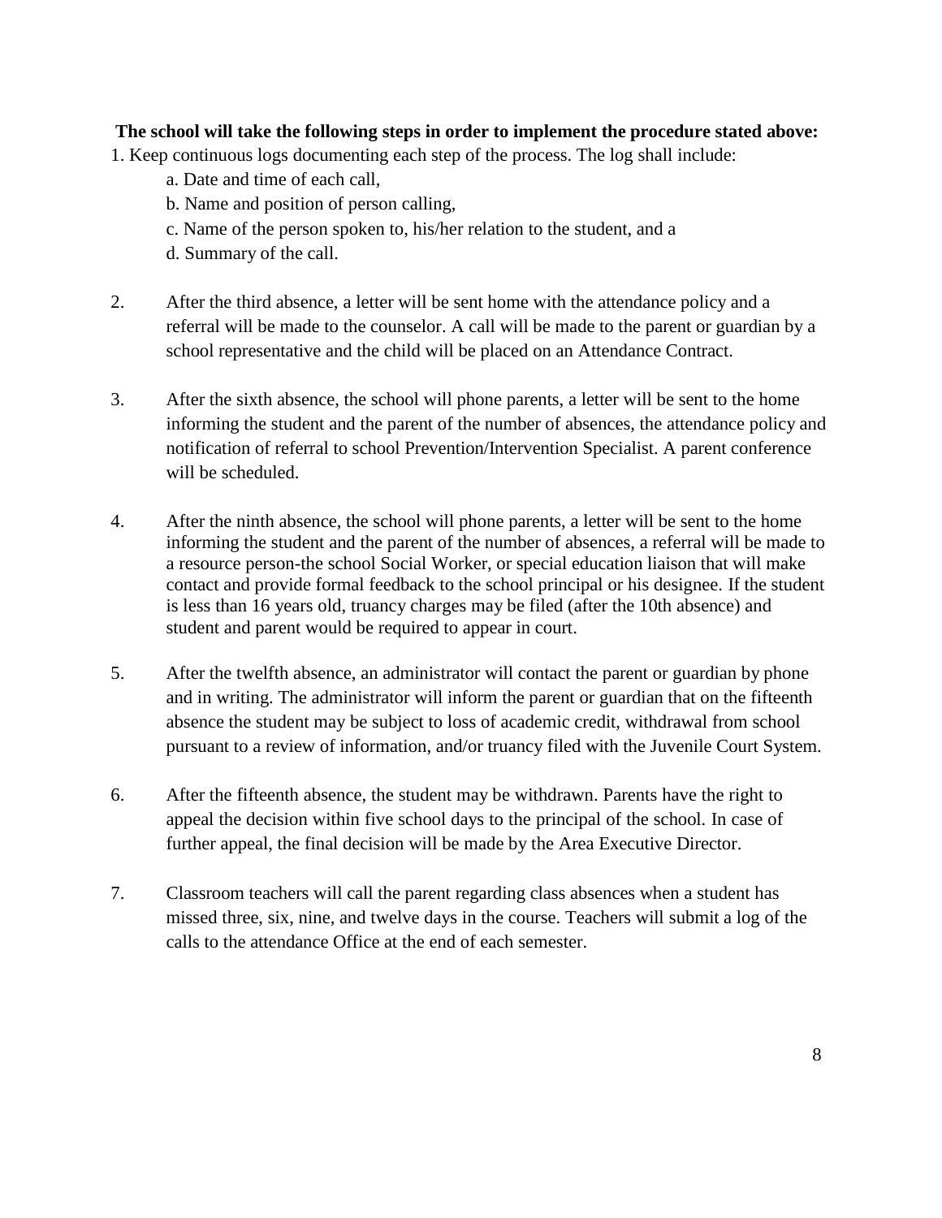**The school will take the following steps in order to implement the procedure stated above:**

1. Keep continuous logs documenting each step of the process. The log shall include:
   a. Date and time of each call,
   b. Name and position of person calling,
   c. Name of the person spoken to, his/her relation to the student, and a
   d. Summary of the call.

2. After the third absence, a letter will be sent home with the attendance policy and a referral will be made to the counselor. A call will be made to the parent or guardian by a school representative and the child will be placed on an Attendance Contract.

3. After the sixth absence, the school will phone parents, a letter will be sent to the home informing the student and the parent of the number of absences, the attendance policy and notification of referral to school Prevention/Intervention Specialist. A parent conference will be scheduled.

4. After the ninth absence, the school will phone parents, a letter will be sent to the home informing the student and the parent of the number of absences, a referral will be made to a resource person-the school Social Worker, or special education liaison that will make contact and provide formal feedback to the school principal or his designee. If the student is less than 16 years old, truancy charges may be filed (after the 10th absence) and student and parent would be required to appear in court.

5. After the twelfth absence, an administrator will contact the parent or guardian by phone and in writing. The administrator will inform the parent or guardian that on the fifteenth absence the student may be subject to loss of academic credit, withdrawal from school pursuant to a review of information, and/or truancy filed with the Juvenile Court System.

6. After the fifteenth absence, the student may be withdrawn. Parents have the right to appeal the decision within five school days to the principal of the school. In case of further appeal, the final decision will be made by the Area Executive Director.

7. Classroom teachers will call the parent regarding class absences when a student has missed three, six, nine, and twelve days in the course. Teachers will submit a log of the calls to the attendance Office at the end of each semester.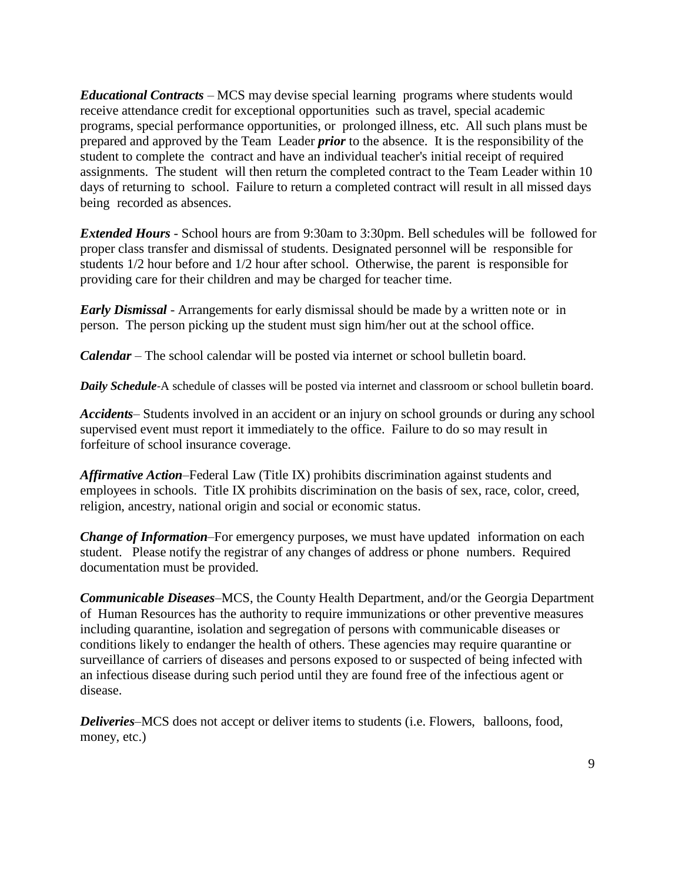***Educational Contracts*** – MCS may devise special learning programs where students would receive attendance credit for exceptional opportunities such as travel, special academic programs, special performance opportunities, or prolonged illness, etc. All such plans must be prepared and approved by the Team Leader ***prior*** to the absence. It is the responsibility of the student to complete the contract and have an individual teacher's initial receipt of required assignments. The student will then return the completed contract to the Team Leader within 10 days of returning to school. Failure to return a completed contract will result in all missed days being recorded as absences.

***Extended Hours*** - School hours are from 9:30am to 3:30pm. Bell schedules will be followed for proper class transfer and dismissal of students. Designated personnel will be responsible for students 1/2 hour before and 1/2 hour after school. Otherwise, the parent is responsible for providing care for their children and may be charged for teacher time.

***Early Dismissal*** - Arrangements for early dismissal should be made by a written note or in person. The person picking up the student must sign him/her out at the school office.

***Calendar*** – The school calendar will be posted via internet or school bulletin board.

***Daily Schedule***-A schedule of classes will be posted via internet and classroom or school bulletin board.

***Accidents***– Students involved in an accident or an injury on school grounds or during any school supervised event must report it immediately to the office. Failure to do so may result in forfeiture of school insurance coverage.

***Affirmative Action***–Federal Law (Title IX) prohibits discrimination against students and employees in schools. Title IX prohibits discrimination on the basis of sex, race, color, creed, religion, ancestry, national origin and social or economic status.

***Change of Information***–For emergency purposes, we must have updated information on each student. Please notify the registrar of any changes of address or phone numbers. Required documentation must be provided.

***Communicable Diseases***–MCS, the County Health Department, and/or the Georgia Department of Human Resources has the authority to require immunizations or other preventive measures including quarantine, isolation and segregation of persons with communicable diseases or conditions likely to endanger the health of others. These agencies may require quarantine or surveillance of carriers of diseases and persons exposed to or suspected of being infected with an infectious disease during such period until they are found free of the infectious agent or disease.

***Deliveries***–MCS does not accept or deliver items to students (i.e. Flowers, balloons, food, money, etc.)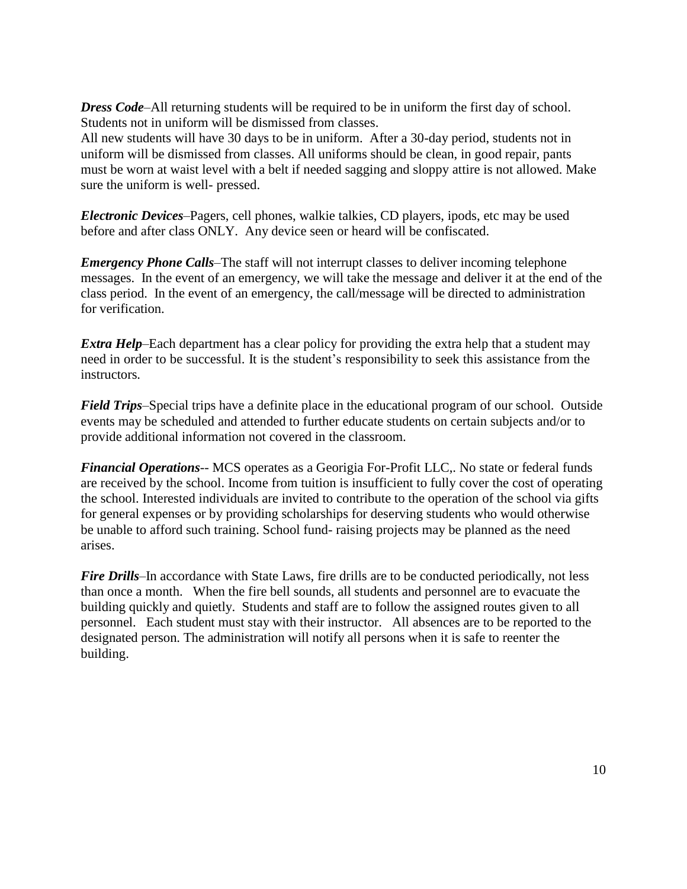***Dress Code***–All returning students will be required to be in uniform the first day of school. Students not in uniform will be dismissed from classes.
All new students will have 30 days to be in uniform. After a 30-day period, students not in uniform will be dismissed from classes. All uniforms should be clean, in good repair, pants must be worn at waist level with a belt if needed sagging and sloppy attire is not allowed. Make sure the uniform is well- pressed.

***Electronic Devices***–Pagers, cell phones, walkie talkies, CD players, ipods, etc may be used before and after class ONLY. Any device seen or heard will be confiscated.

***Emergency Phone Calls***–The staff will not interrupt classes to deliver incoming telephone messages. In the event of an emergency, we will take the message and deliver it at the end of the class period. In the event of an emergency, the call/message will be directed to administration for verification.

***Extra Help***–Each department has a clear policy for providing the extra help that a student may need in order to be successful. It is the student's responsibility to seek this assistance from the instructors.

***Field Trips***–Special trips have a definite place in the educational program of our school. Outside events may be scheduled and attended to further educate students on certain subjects and/or to provide additional information not covered in the classroom.

***Financial Operations***-- MCS operates as a Georigia For-Profit LLC,. No state or federal funds are received by the school. Income from tuition is insufficient to fully cover the cost of operating the school. Interested individuals are invited to contribute to the operation of the school via gifts for general expenses or by providing scholarships for deserving students who would otherwise be unable to afford such training. School fund- raising projects may be planned as the need arises.

***Fire Drills***–In accordance with State Laws, fire drills are to be conducted periodically, not less than once a month. When the fire bell sounds, all students and personnel are to evacuate the building quickly and quietly. Students and staff are to follow the assigned routes given to all personnel. Each student must stay with their instructor. All absences are to be reported to the designated person. The administration will notify all persons when it is safe to reenter the building.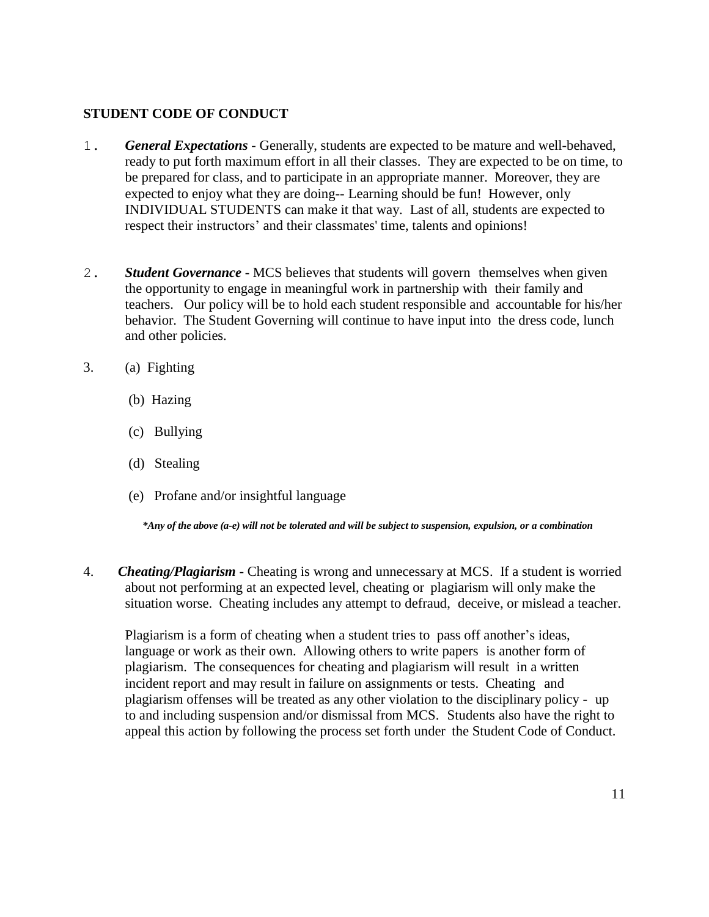**STUDENT CODE OF CONDUCT**

1. ***General Expectations*** - Generally, students are expected to be mature and well-behaved, ready to put forth maximum effort in all their classes. They are expected to be on time, to be prepared for class, and to participate in an appropriate manner. Moreover, they are expected to enjoy what they are doing-- Learning should be fun! However, only INDIVIDUAL STUDENTS can make it that way. Last of all, students are expected to respect their instructors' and their classmates' time, talents and opinions!

2. ***Student Governance*** - MCS believes that students will govern themselves when given the opportunity to engage in meaningful work in partnership with their family and teachers. Our policy will be to hold each student responsible and accountable for his/her behavior. The Student Governing will continue to have input into the dress code, lunch and other policies.

3. (a) Fighting

   (b) Hazing

   (c) Bullying

   (d) Stealing

   (e) Profane and/or insightful language

   ***Any of the above (a-e) will not be tolerated and will be subject to suspension, expulsion, or a combination***

4. ***Cheating/Plagiarism*** - Cheating is wrong and unnecessary at MCS. If a student is worried about not performing at an expected level, cheating or plagiarism will only make the situation worse. Cheating includes any attempt to defraud, deceive, or mislead a teacher.

   Plagiarism is a form of cheating when a student tries to pass off another's ideas, language or work as their own. Allowing others to write papers is another form of plagiarism. The consequences for cheating and plagiarism will result in a written incident report and may result in failure on assignments or tests. Cheating and plagiarism offenses will be treated as any other violation to the disciplinary policy - up to and including suspension and/or dismissal from MCS. Students also have the right to appeal this action by following the process set forth under the Student Code of Conduct.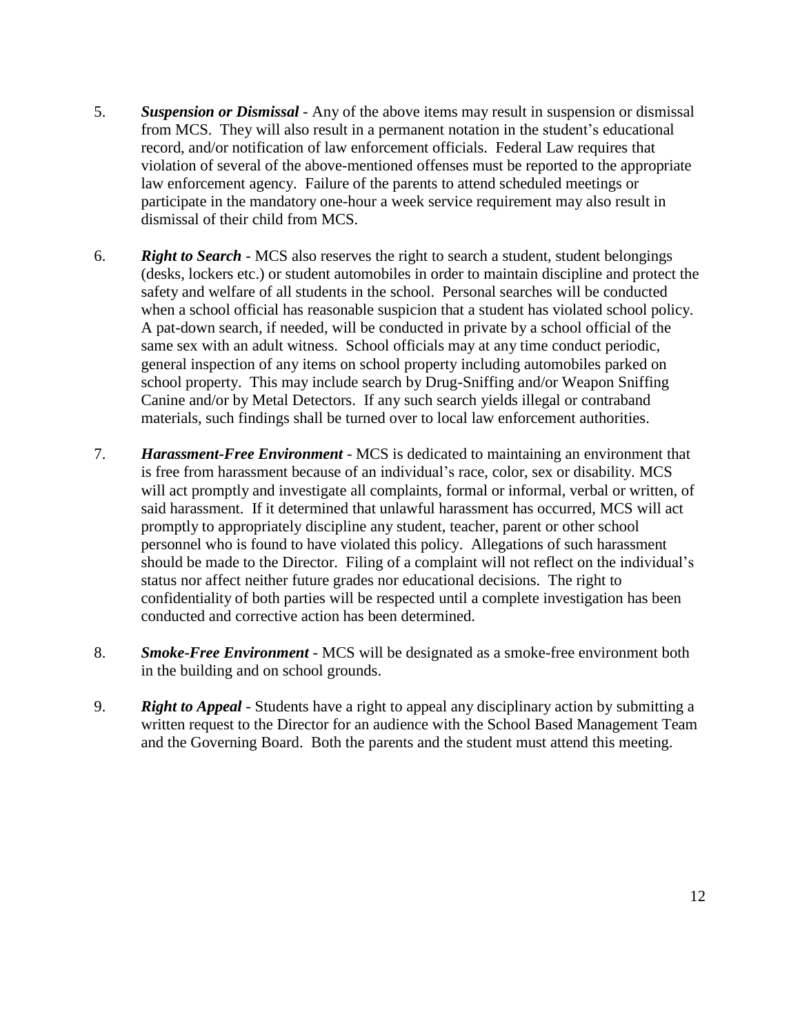5. ***Suspension or Dismissal*** - Any of the above items may result in suspension or dismissal from MCS. They will also result in a permanent notation in the student's educational record, and/or notification of law enforcement officials. Federal Law requires that violation of several of the above-mentioned offenses must be reported to the appropriate law enforcement agency. Failure of the parents to attend scheduled meetings or participate in the mandatory one-hour a week service requirement may also result in dismissal of their child from MCS.

6. ***Right to Search*** - MCS also reserves the right to search a student, student belongings (desks, lockers etc.) or student automobiles in order to maintain discipline and protect the safety and welfare of all students in the school. Personal searches will be conducted when a school official has reasonable suspicion that a student has violated school policy. A pat-down search, if needed, will be conducted in private by a school official of the same sex with an adult witness. School officials may at any time conduct periodic, general inspection of any items on school property including automobiles parked on school property. This may include search by Drug-Sniffing and/or Weapon Sniffing Canine and/or by Metal Detectors. If any such search yields illegal or contraband materials, such findings shall be turned over to local law enforcement authorities.

7. ***Harassment-Free Environment*** - MCS is dedicated to maintaining an environment that is free from harassment because of an individual's race, color, sex or disability. MCS will act promptly and investigate all complaints, formal or informal, verbal or written, of said harassment. If it determined that unlawful harassment has occurred, MCS will act promptly to appropriately discipline any student, teacher, parent or other school personnel who is found to have violated this policy. Allegations of such harassment should be made to the Director. Filing of a complaint will not reflect on the individual's status nor affect neither future grades nor educational decisions. The right to confidentiality of both parties will be respected until a complete investigation has been conducted and corrective action has been determined.

8. ***Smoke-Free Environment*** - MCS will be designated as a smoke-free environment both in the building and on school grounds.

9. ***Right to Appeal*** - Students have a right to appeal any disciplinary action by submitting a written request to the Director for an audience with the School Based Management Team and the Governing Board. Both the parents and the student must attend this meeting.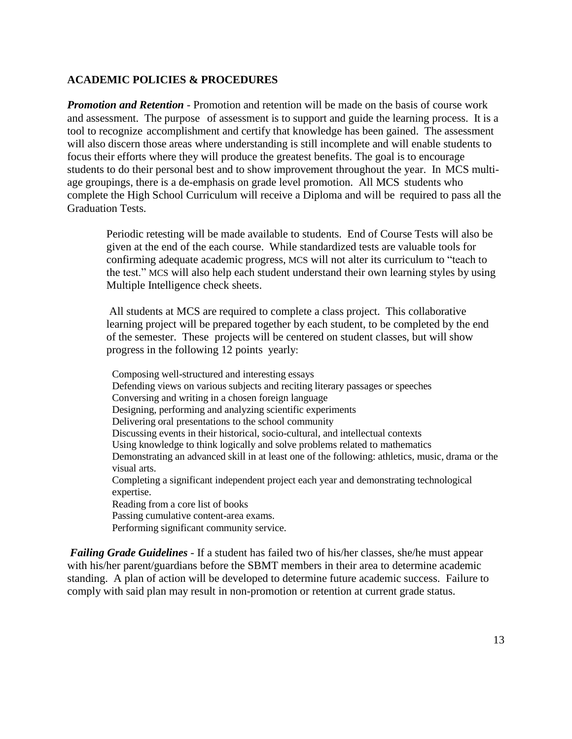## ACADEMIC POLICIES & PROCEDURES

***Promotion and Retention*** - Promotion and retention will be made on the basis of course work and assessment. The purpose of assessment is to support and guide the learning process. It is a tool to recognize accomplishment and certify that knowledge has been gained. The assessment will also discern those areas where understanding is still incomplete and will enable students to focus their efforts where they will produce the greatest benefits. The goal is to encourage students to do their personal best and to show improvement throughout the year. In MCS multi-age groupings, there is a de-emphasis on grade level promotion. All MCS students who complete the High School Curriculum will receive a Diploma and will be required to pass all the Graduation Tests.

Periodic retesting will be made available to students. End of Course Tests will also be given at the end of the each course. While standardized tests are valuable tools for confirming adequate academic progress, MCS will not alter its curriculum to "teach to the test." MCS will also help each student understand their own learning styles by using Multiple Intelligence check sheets.

All students at MCS are required to complete a class project. This collaborative learning project will be prepared together by each student, to be completed by the end of the semester. These projects will be centered on student classes, but will show progress in the following 12 points yearly:

- Composing well-structured and interesting essays
- Defending views on various subjects and reciting literary passages or speeches
- Conversing and writing in a chosen foreign language
- Designing, performing and analyzing scientific experiments
- Delivering oral presentations to the school community
- Discussing events in their historical, socio-cultural, and intellectual contexts
- Using knowledge to think logically and solve problems related to mathematics
- Demonstrating an advanced skill in at least one of the following: athletics, music, drama or the visual arts.
- Completing a significant independent project each year and demonstrating technological expertise.
- Reading from a core list of books
- Passing cumulative content-area exams.
- Performing significant community service.

***Failing Grade Guidelines*** - If a student has failed two of his/her classes, she/he must appear with his/her parent/guardians before the SBMT members in their area to determine academic standing. A plan of action will be developed to determine future academic success. Failure to comply with said plan may result in non-promotion or retention at current grade status.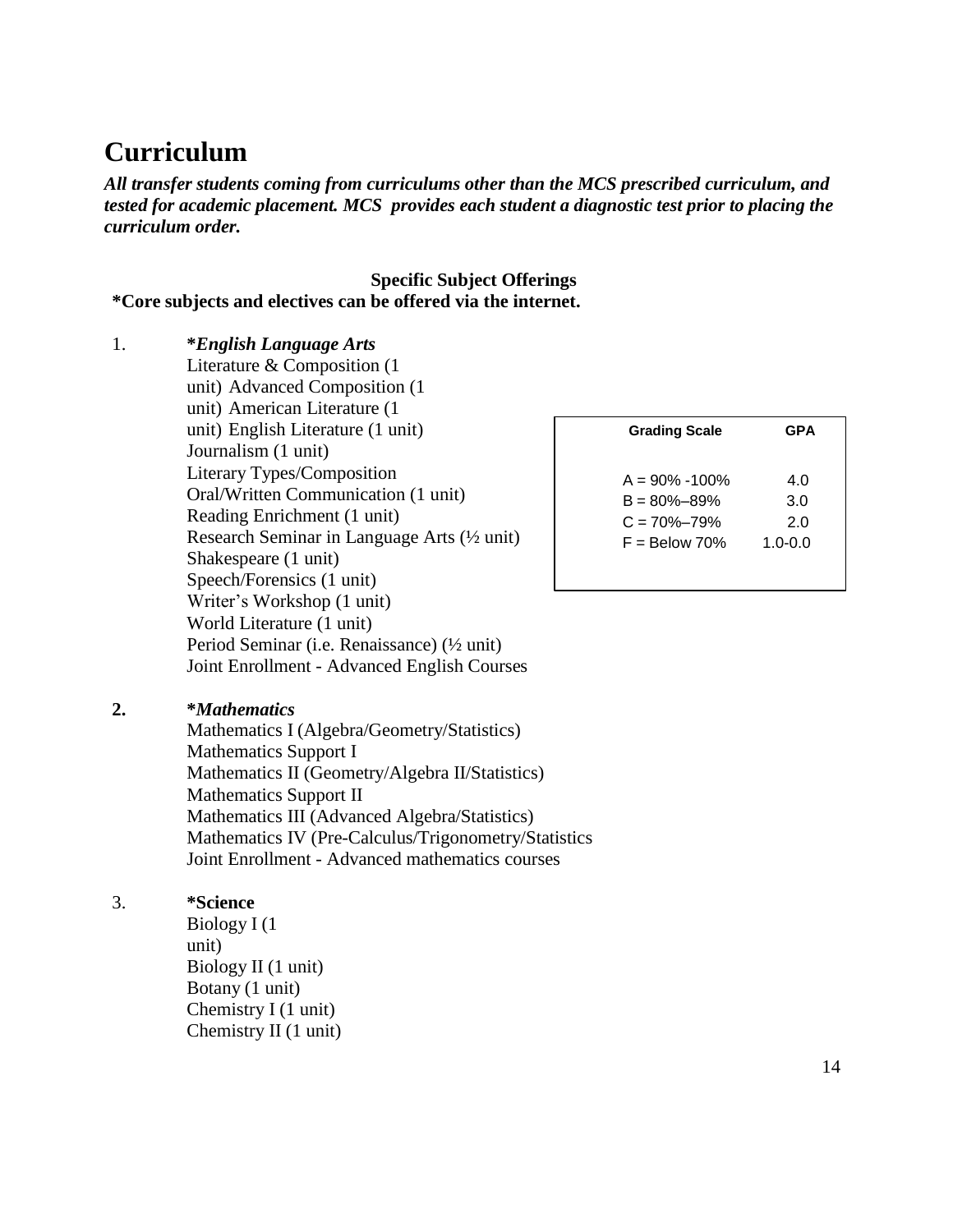# Curriculum

***All transfer students coming from curriculums other than the MCS prescribed curriculum, and tested for academic placement. MCS provides each student a diagnostic test prior to placing the curriculum order.***

**Specific Subject Offerings**

**\*Core subjects and electives can be offered via the internet.**

1. ***\*English Language Arts***
   - Literature & Composition (1 unit)
   - Advanced Composition (1 unit)
   - American Literature (1 unit)
   - English Literature (1 unit)
   - Journalism (1 unit)
   - Literary Types/Composition
   - Oral/Written Communication (1 unit)
   - Reading Enrichment (1 unit)
   - Research Seminar in Language Arts (½ unit)
   - Shakespeare (1 unit)
   - Speech/Forensics (1 unit)
   - Writer's Workshop (1 unit)
   - World Literature (1 unit)
   - Period Seminar (i.e. Renaissance) (½ unit)
   - Joint Enrollment - Advanced English Courses

| Grading Scale | GPA |
|---|---|
| A = 90% -100% | 4.0 |
| B = 80%–89% | 3.0 |
| C = 70%–79% | 2.0 |
| F = Below 70% | 1.0-0.0 |

2. ***\*Mathematics***
   - Mathematics I (Algebra/Geometry/Statistics)
   - Mathematics Support I
   - Mathematics II (Geometry/Algebra II/Statistics)
   - Mathematics Support II
   - Mathematics III (Advanced Algebra/Statistics)
   - Mathematics IV (Pre-Calculus/Trigonometry/Statistics
   - Joint Enrollment - Advanced mathematics courses

3. **\*Science**
   - Biology I (1 unit)
   - Biology II (1 unit)
   - Botany (1 unit)
   - Chemistry I (1 unit)
   - Chemistry II (1 unit)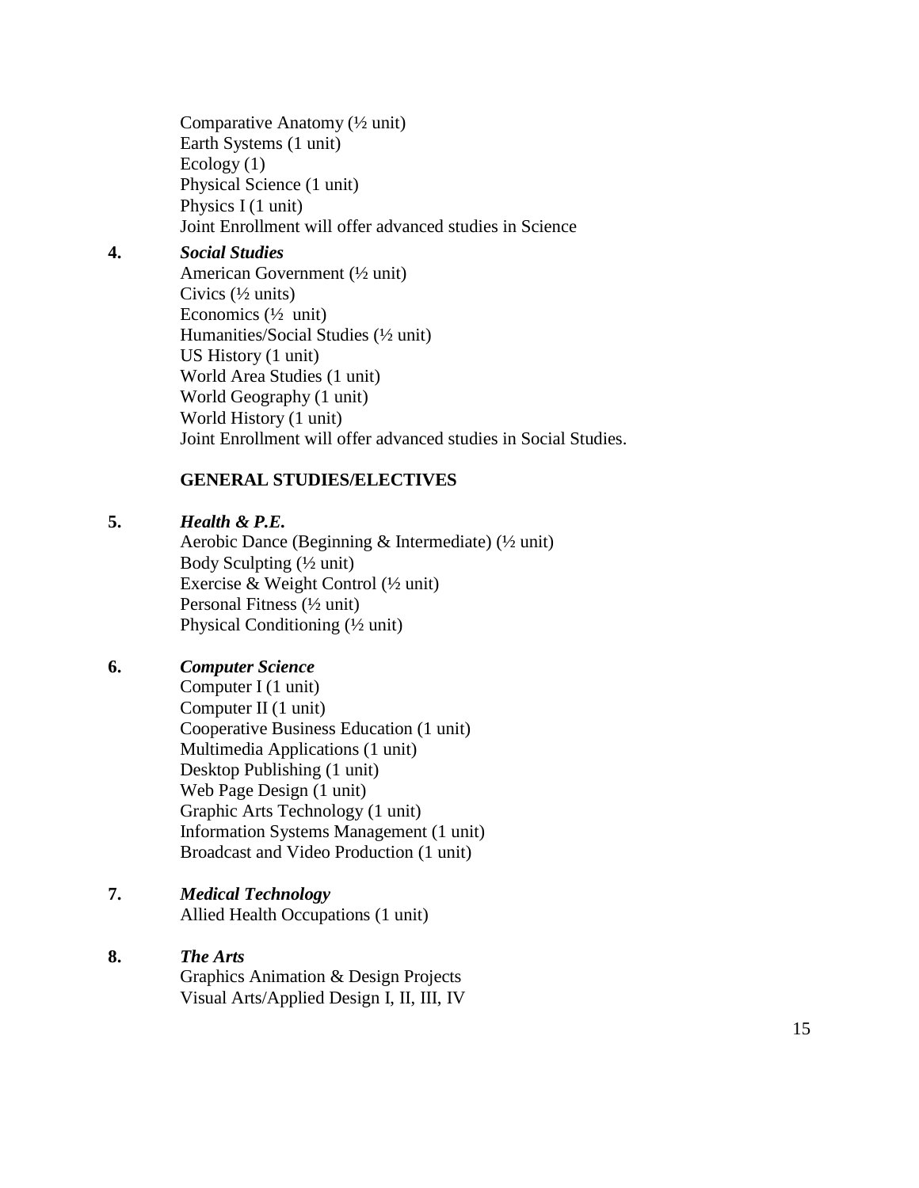Comparative Anatomy (½ unit)
Earth Systems (1 unit)
Ecology (1)
Physical Science (1 unit)
Physics I (1 unit)
Joint Enrollment will offer advanced studies in Science

**4.** ***Social Studies***

American Government (½ unit)
Civics (½ units)
Economics (½ unit)
Humanities/Social Studies (½ unit)
US History (1 unit)
World Area Studies (1 unit)
World Geography (1 unit)
World History (1 unit)
Joint Enrollment will offer advanced studies in Social Studies.

**GENERAL STUDIES/ELECTIVES**

**5.** ***Health & P.E.***

Aerobic Dance (Beginning & Intermediate) (½ unit)
Body Sculpting (½ unit)
Exercise & Weight Control (½ unit)
Personal Fitness (½ unit)
Physical Conditioning (½ unit)

**6.** ***Computer Science***

Computer I (1 unit)
Computer II (1 unit)
Cooperative Business Education (1 unit)
Multimedia Applications (1 unit)
Desktop Publishing (1 unit)
Web Page Design (1 unit)
Graphic Arts Technology (1 unit)
Information Systems Management (1 unit)
Broadcast and Video Production (1 unit)

**7.** ***Medical Technology***

Allied Health Occupations (1 unit)

**8.** ***The Arts***

Graphics Animation & Design Projects
Visual Arts/Applied Design I, II, III, IV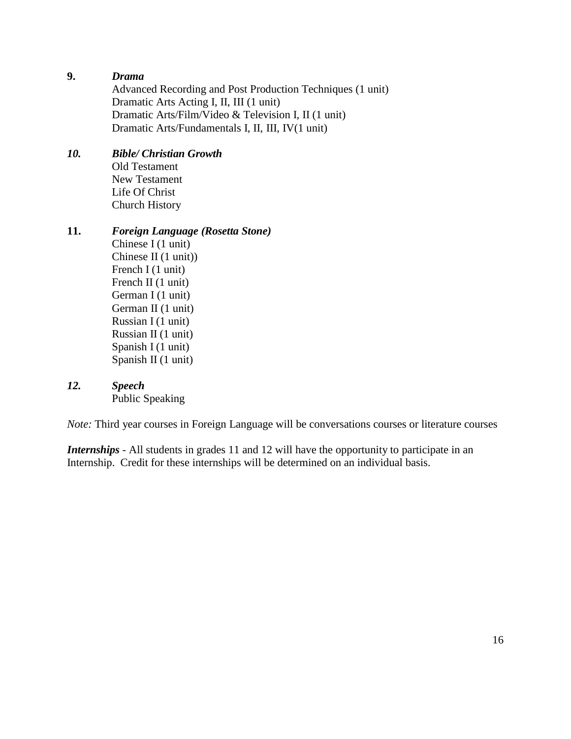**9.** ***Drama***

Advanced Recording and Post Production Techniques (1 unit)
Dramatic Arts Acting I, II, III (1 unit)
Dramatic Arts/Film/Video & Television I, II (1 unit)
Dramatic Arts/Fundamentals I, II, III, IV(1 unit)

***10.*** ***Bible/ Christian Growth***

Old Testament
New Testament
Life Of Christ
Church History

**11.** ***Foreign Language (Rosetta Stone)***

Chinese I (1 unit)
Chinese II (1 unit))
French I (1 unit)
French II (1 unit)
German I (1 unit)
German II (1 unit)
Russian I (1 unit)
Russian II (1 unit)
Spanish I (1 unit)
Spanish II (1 unit)

***12.*** ***Speech***

Public Speaking

*Note:* Third year courses in Foreign Language will be conversations courses or literature courses

***Internships*** - All students in grades 11 and 12 will have the opportunity to participate in an Internship. Credit for these internships will be determined on an individual basis.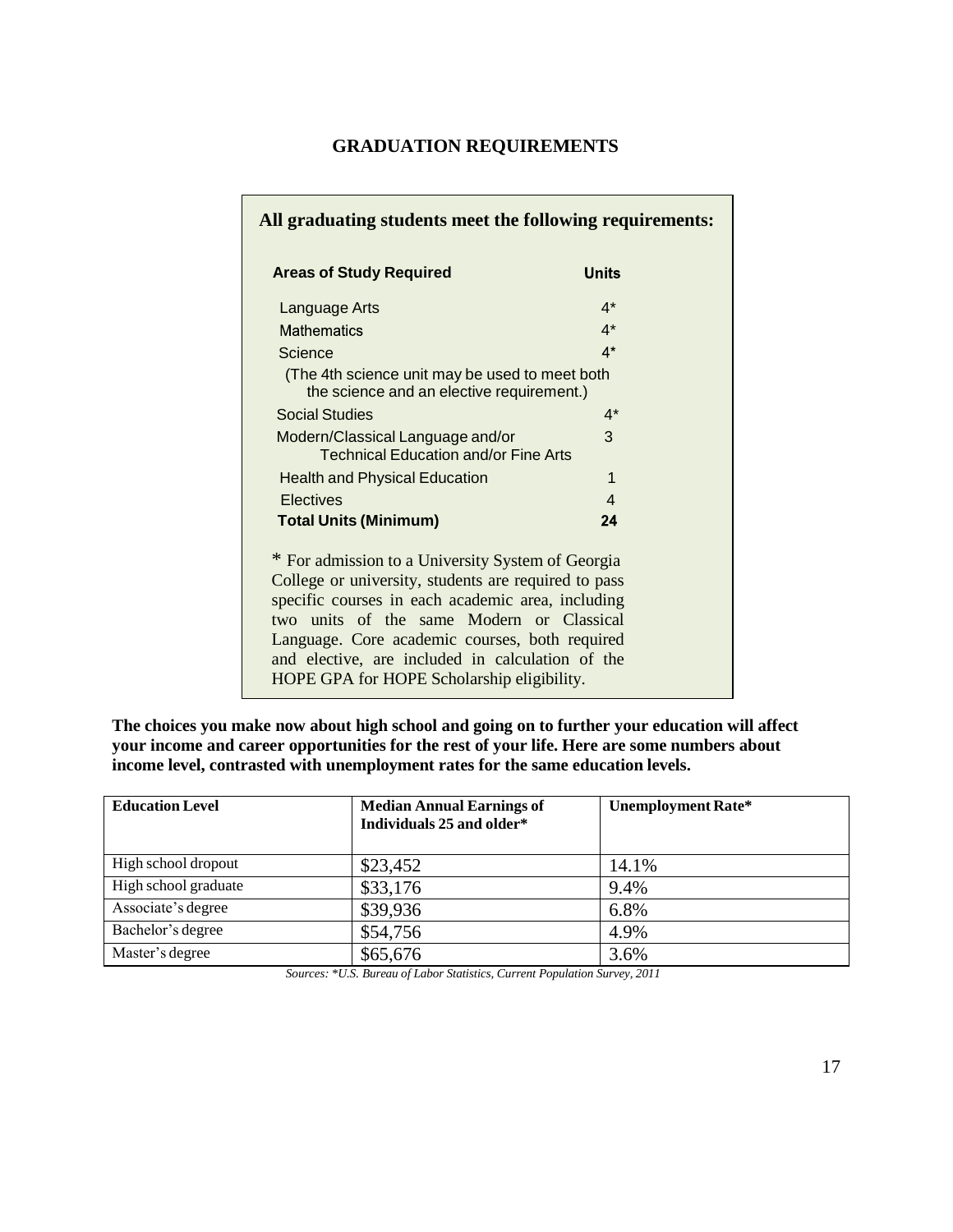# GRADUATION REQUIREMENTS

**All graduating students meet the following requirements:**

| Areas of Study Required | Units |
|---|---|
| Language Arts | 4* |
| Mathematics | 4* |
| Science | 4* |
| (The 4th science unit may be used to meet both the science and an elective requirement.) | |
| Social Studies | 4* |
| Modern/Classical Language and/or Technical Education and/or Fine Arts | 3 |
| Health and Physical Education | 1 |
| Electives | 4 |
| **Total Units (Minimum)** | **24** |

* For admission to a University System of Georgia College or university, students are required to pass specific courses in each academic area, including two units of the same Modern or Classical Language. Core academic courses, both required and elective, are included in calculation of the HOPE GPA for HOPE Scholarship eligibility.

**The choices you make now about high school and going on to further your education will affect your income and career opportunities for the rest of your life. Here are some numbers about income level, contrasted with unemployment rates for the same education levels.**

| Education Level | Median Annual Earnings of Individuals 25 and older* | Unemployment Rate* |
|---|---|---|
| High school dropout | $23,452 | 14.1% |
| High school graduate | $33,176 | 9.4% |
| Associate's degree | $39,936 | 6.8% |
| Bachelor's degree | $54,756 | 4.9% |
| Master's degree | $65,676 | 3.6% |

*Sources: *U.S. Bureau of Labor Statistics, Current Population Survey, 2011*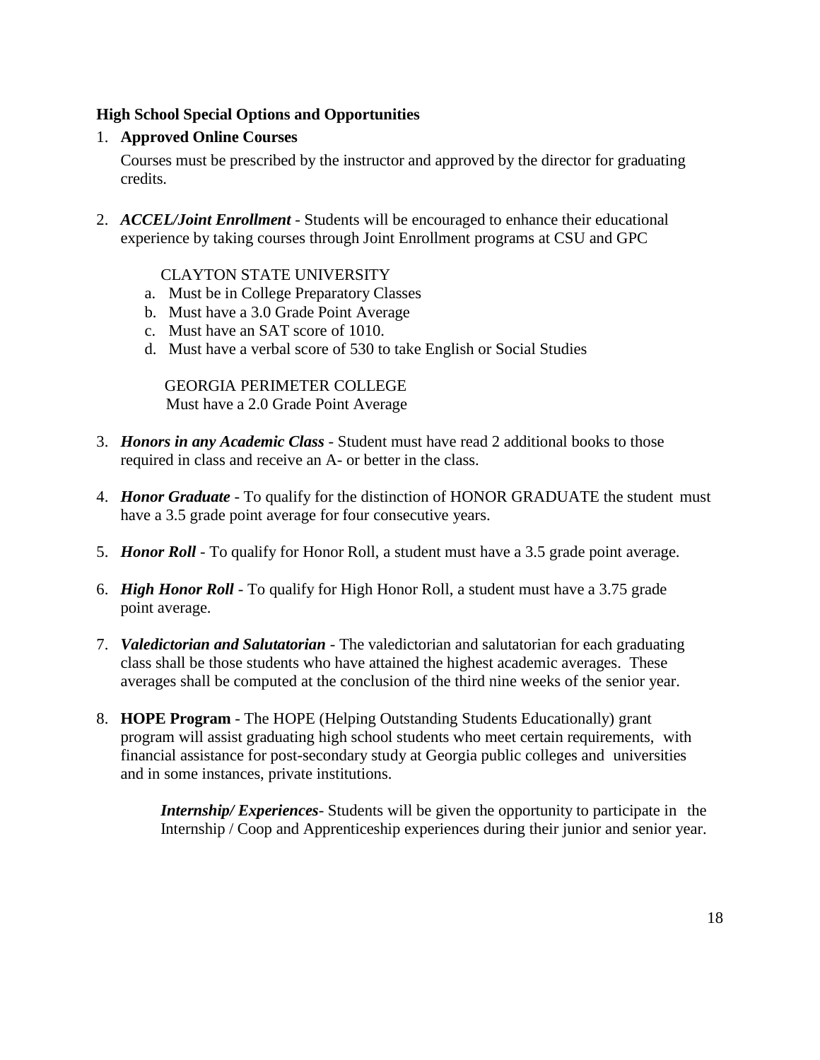**High School Special Options and Opportunities**

1. **Approved Online Courses**

   Courses must be prescribed by the instructor and approved by the director for graduating credits.

2. ***ACCEL/Joint Enrollment*** - Students will be encouraged to enhance their educational experience by taking courses through Joint Enrollment programs at CSU and GPC

   CLAYTON STATE UNIVERSITY

   a. Must be in College Preparatory Classes
   b. Must have a 3.0 Grade Point Average
   c. Must have an SAT score of 1010.
   d. Must have a verbal score of 530 to take English or Social Studies

   GEORGIA PERIMETER COLLEGE
   Must have a 2.0 Grade Point Average

3. ***Honors in any Academic Class*** - Student must have read 2 additional books to those required in class and receive an A- or better in the class.

4. ***Honor Graduate*** - To qualify for the distinction of HONOR GRADUATE the student must have a 3.5 grade point average for four consecutive years.

5. ***Honor Roll*** - To qualify for Honor Roll, a student must have a 3.5 grade point average.

6. ***High Honor Roll*** - To qualify for High Honor Roll, a student must have a 3.75 grade point average.

7. ***Valedictorian and Salutatorian*** - The valedictorian and salutatorian for each graduating class shall be those students who have attained the highest academic averages. These averages shall be computed at the conclusion of the third nine weeks of the senior year.

8. **HOPE Program** - The HOPE (Helping Outstanding Students Educationally) grant program will assist graduating high school students who meet certain requirements, with financial assistance for post-secondary study at Georgia public colleges and universities and in some instances, private institutions.

   ***Internship/ Experiences***- Students will be given the opportunity to participate in the Internship / Coop and Apprenticeship experiences during their junior and senior year.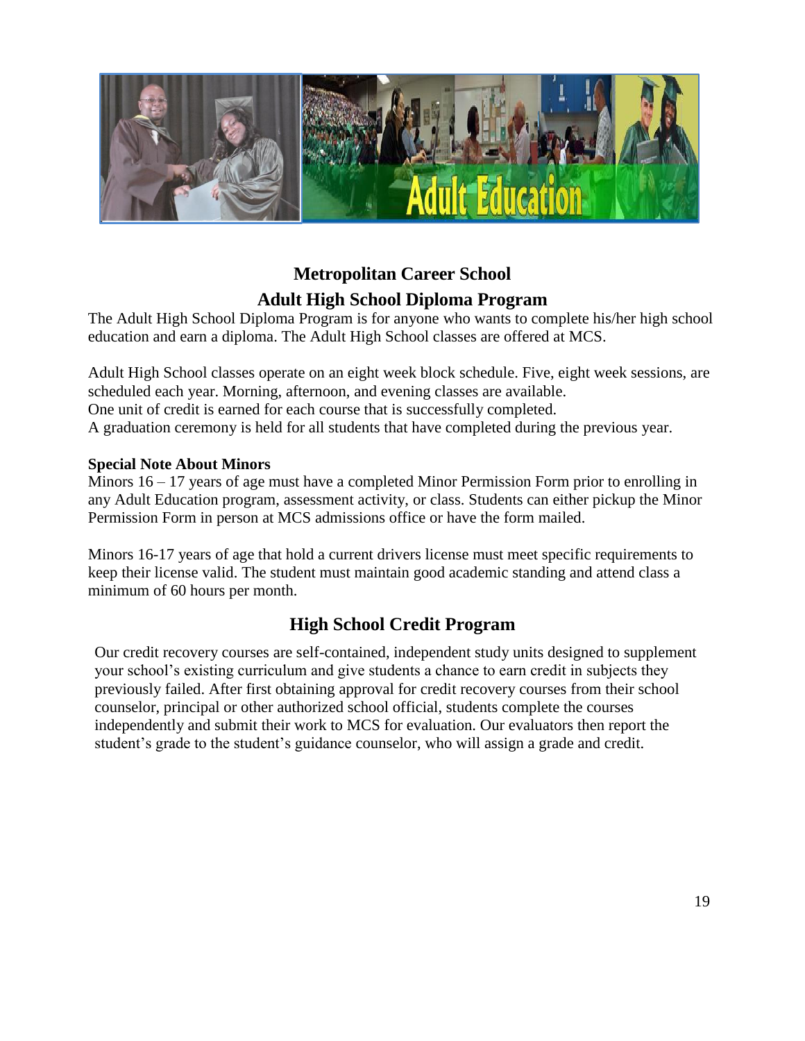## Metropolitan Career School

## Adult High School Diploma Program

The Adult High School Diploma Program is for anyone who wants to complete his/her high school education and earn a diploma. The Adult High School classes are offered at MCS.

Adult High School classes operate on an eight week block schedule. Five, eight week sessions, are scheduled each year. Morning, afternoon, and evening classes are available.
One unit of credit is earned for each course that is successfully completed.
A graduation ceremony is held for all students that have completed during the previous year.

**Special Note About Minors**

Minors 16 – 17 years of age must have a completed Minor Permission Form prior to enrolling in any Adult Education program, assessment activity, or class. Students can either pickup the Minor Permission Form in person at MCS admissions office or have the form mailed.

Minors 16-17 years of age that hold a current drivers license must meet specific requirements to keep their license valid. The student must maintain good academic standing and attend class a minimum of 60 hours per month.

## High School Credit Program

Our credit recovery courses are self-contained, independent study units designed to supplement your school's existing curriculum and give students a chance to earn credit in subjects they previously failed. After first obtaining approval for credit recovery courses from their school counselor, principal or other authorized school official, students complete the courses independently and submit their work to MCS for evaluation. Our evaluators then report the student's grade to the student's guidance counselor, who will assign a grade and credit.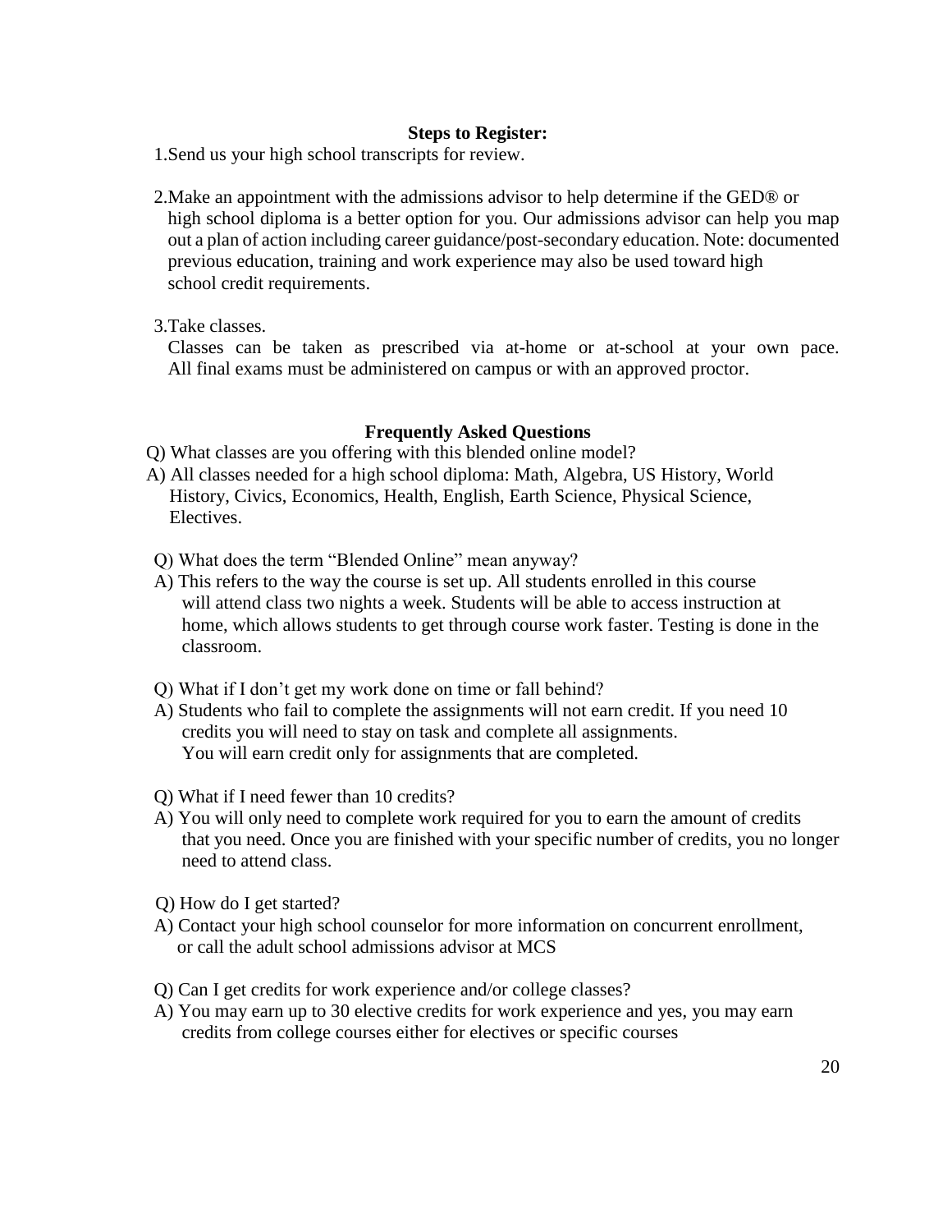### Steps to Register:

1. Send us your high school transcripts for review.

2. Make an appointment with the admissions advisor to help determine if the GED® or high school diploma is a better option for you. Our admissions advisor can help you map out a plan of action including career guidance/post-secondary education. Note: documented previous education, training and work experience may also be used toward high school credit requirements.

3. Take classes.
   Classes can be taken as prescribed via at-home or at-school at your own pace. All final exams must be administered on campus or with an approved proctor.

### Frequently Asked Questions

Q) What classes are you offering with this blended online model?
A) All classes needed for a high school diploma: Math, Algebra, US History, World History, Civics, Economics, Health, English, Earth Science, Physical Science, Electives.

Q) What does the term "Blended Online" mean anyway?
A) This refers to the way the course is set up. All students enrolled in this course will attend class two nights a week. Students will be able to access instruction at home, which allows students to get through course work faster. Testing is done in the classroom.

Q) What if I don't get my work done on time or fall behind?
A) Students who fail to complete the assignments will not earn credit. If you need 10 credits you will need to stay on task and complete all assignments. You will earn credit only for assignments that are completed.

Q) What if I need fewer than 10 credits?
A) You will only need to complete work required for you to earn the amount of credits that you need. Once you are finished with your specific number of credits, you no longer need to attend class.

Q) How do I get started?
A) Contact your high school counselor for more information on concurrent enrollment, or call the adult school admissions advisor at MCS

Q) Can I get credits for work experience and/or college classes?
A) You may earn up to 30 elective credits for work experience and yes, you may earn credits from college courses either for electives or specific courses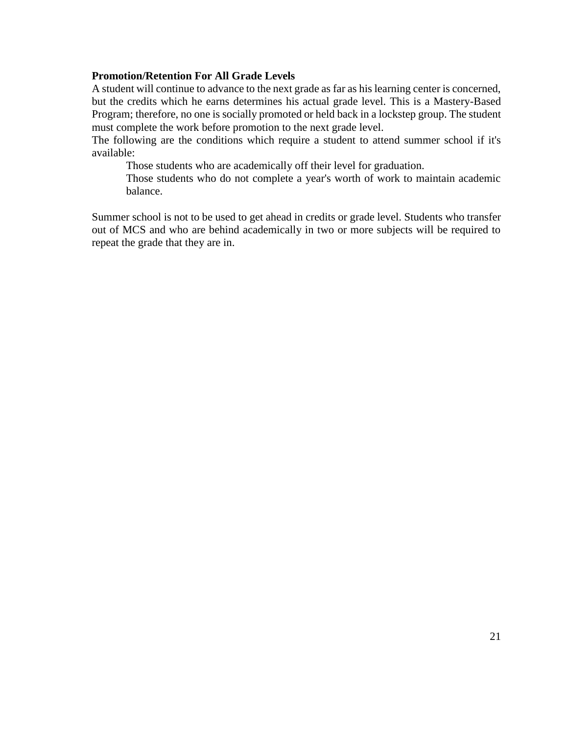**Promotion/Retention For All Grade Levels**

A student will continue to advance to the next grade as far as his learning center is concerned, but the credits which he earns determines his actual grade level. This is a Mastery-Based Program; therefore, no one is socially promoted or held back in a lockstep group. The student must complete the work before promotion to the next grade level.

The following are the conditions which require a student to attend summer school if it's available:

> Those students who are academically off their level for graduation.
>
> Those students who do not complete a year's worth of work to maintain academic balance.

Summer school is not to be used to get ahead in credits or grade level. Students who transfer out of MCS and who are behind academically in two or more subjects will be required to repeat the grade that they are in.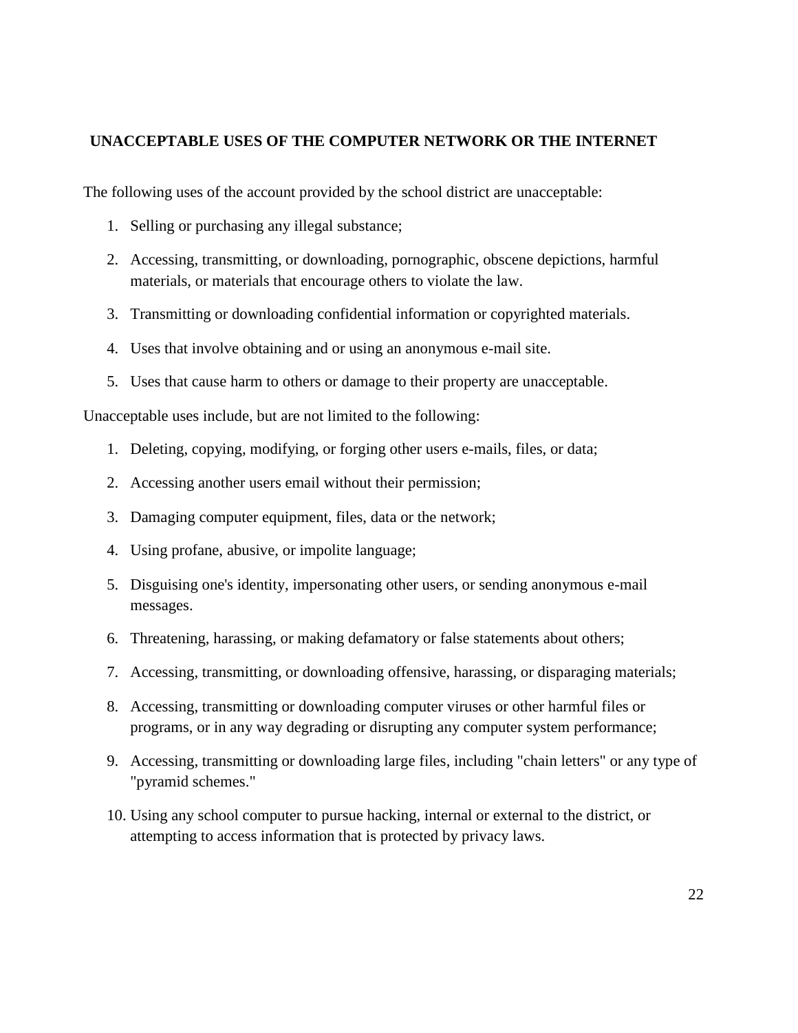## UNACCEPTABLE USES OF THE COMPUTER NETWORK OR THE INTERNET

The following uses of the account provided by the school district are unacceptable:

1. Selling or purchasing any illegal substance;
2. Accessing, transmitting, or downloading, pornographic, obscene depictions, harmful materials, or materials that encourage others to violate the law.
3. Transmitting or downloading confidential information or copyrighted materials.
4. Uses that involve obtaining and or using an anonymous e-mail site.
5. Uses that cause harm to others or damage to their property are unacceptable.

Unacceptable uses include, but are not limited to the following:

1. Deleting, copying, modifying, or forging other users e-mails, files, or data;
2. Accessing another users email without their permission;
3. Damaging computer equipment, files, data or the network;
4. Using profane, abusive, or impolite language;
5. Disguising one's identity, impersonating other users, or sending anonymous e-mail messages.
6. Threatening, harassing, or making defamatory or false statements about others;
7. Accessing, transmitting, or downloading offensive, harassing, or disparaging materials;
8. Accessing, transmitting or downloading computer viruses or other harmful files or programs, or in any way degrading or disrupting any computer system performance;
9. Accessing, transmitting or downloading large files, including "chain letters" or any type of "pyramid schemes."
10. Using any school computer to pursue hacking, internal or external to the district, or attempting to access information that is protected by privacy laws.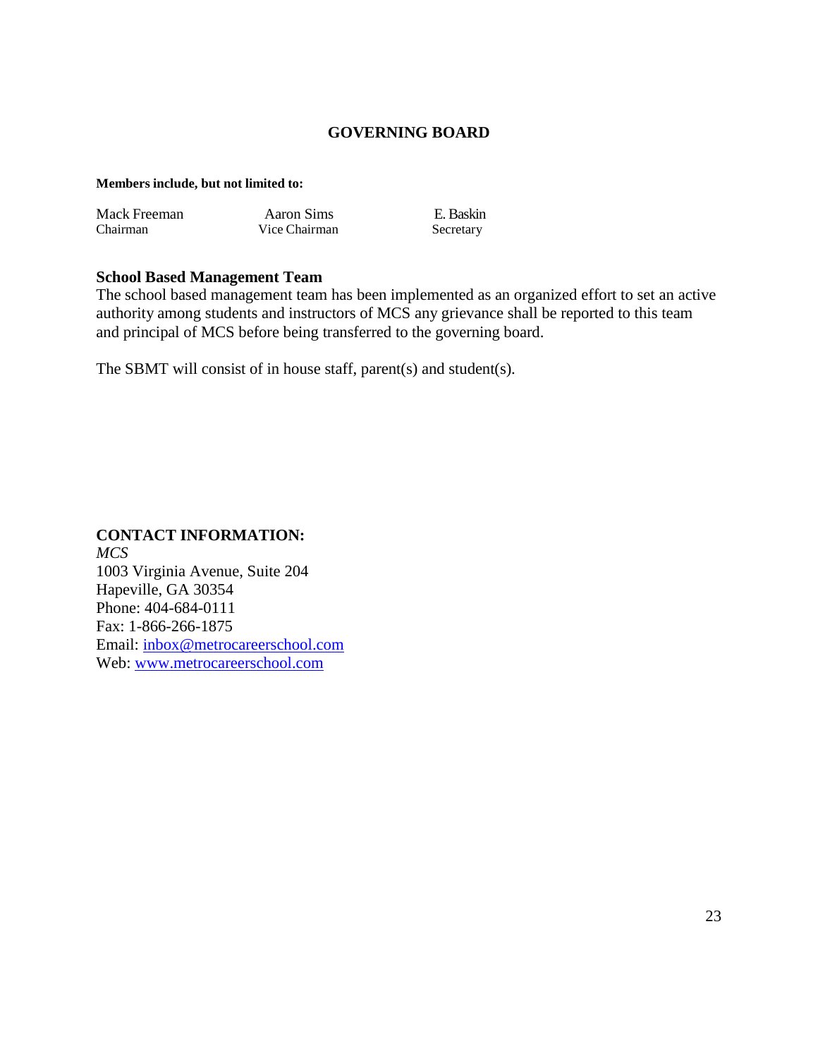## GOVERNING BOARD

**Members include, but not limited to:**

| | | |
|---|---|---|
| Mack Freeman | Aaron Sims | E. Baskin |
| Chairman | Vice Chairman | Secretary |

### School Based Management Team

The school based management team has been implemented as an organized effort to set an active authority among students and instructors of MCS any grievance shall be reported to this team and principal of MCS before being transferred to the governing board.

The SBMT will consist of in house staff, parent(s) and student(s).

### CONTACT INFORMATION:

*MCS*
1003 Virginia Avenue, Suite 204
Hapeville, GA 30354
Phone: 404-684-0111
Fax: 1-866-266-1875
Email: inbox@metrocareerschool.com
Web: www.metrocareerschool.com